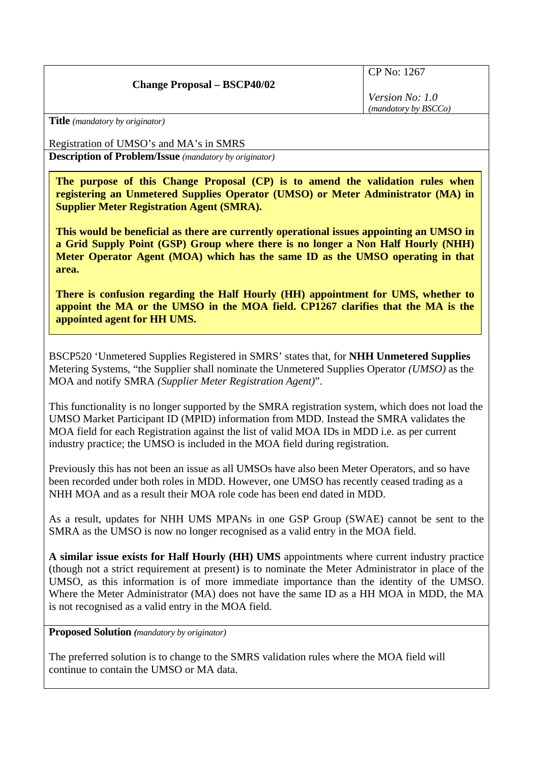| Change Proposal – BSCP40/02 | CP No: 1267<br><br>*Version No: 1.0*<br>*(mandatory by BSCCo)* |
|---|---|

**Title** *(mandatory by originator)*

Registration of UMSO's and MA's in SMRS

**Description of Problem/Issue** *(mandatory by originator)*

**The purpose of this Change Proposal (CP) is to amend the validation rules when registering an Unmetered Supplies Operator (UMSO) or Meter Administrator (MA) in Supplier Meter Registration Agent (SMRA).**

**This would be beneficial as there are currently operational issues appointing an UMSO in a Grid Supply Point (GSP) Group where there is no longer a Non Half Hourly (NHH) Meter Operator Agent (MOA) which has the same ID as the UMSO operating in that area.**

**There is confusion regarding the Half Hourly (HH) appointment for UMS, whether to appoint the MA or the UMSO in the MOA field. CP1267 clarifies that the MA is the appointed agent for HH UMS.**

BSCP520 'Unmetered Supplies Registered in SMRS' states that, for **NHH Unmetered Supplies** Metering Systems, "the Supplier shall nominate the Unmetered Supplies Operator *(UMSO)* as the MOA and notify SMRA *(Supplier Meter Registration Agent)*".

This functionality is no longer supported by the SMRA registration system, which does not load the UMSO Market Participant ID (MPID) information from MDD. Instead the SMRA validates the MOA field for each Registration against the list of valid MOA IDs in MDD i.e. as per current industry practice; the UMSO is included in the MOA field during registration.

Previously this has not been an issue as all UMSOs have also been Meter Operators, and so have been recorded under both roles in MDD. However, one UMSO has recently ceased trading as a NHH MOA and as a result their MOA role code has been end dated in MDD.

As a result, updates for NHH UMS MPANs in one GSP Group (SWAE) cannot be sent to the SMRA as the UMSO is now no longer recognised as a valid entry in the MOA field.

**A similar issue exists for Half Hourly (HH) UMS** appointments where current industry practice (though not a strict requirement at present) is to nominate the Meter Administrator in place of the UMSO, as this information is of more immediate importance than the identity of the UMSO. Where the Meter Administrator (MA) does not have the same ID as a HH MOA in MDD, the MA is not recognised as a valid entry in the MOA field.

**Proposed Solution** *(mandatory by originator)*

The preferred solution is to change to the SMRS validation rules where the MOA field will continue to contain the UMSO or MA data.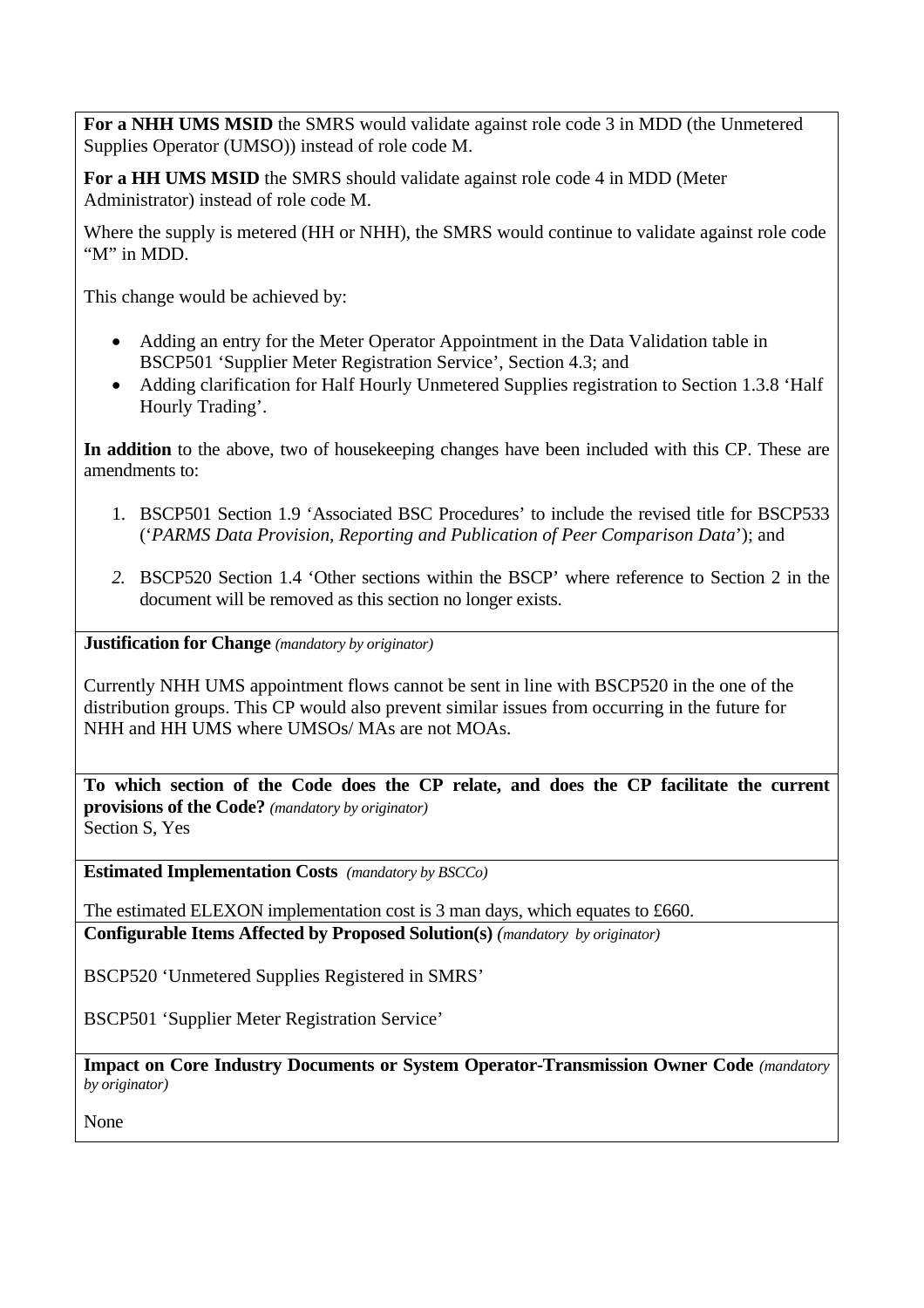**For a NHH UMS MSID** the SMRS would validate against role code 3 in MDD (the Unmetered Supplies Operator (UMSO)) instead of role code M.

**For a HH UMS MSID** the SMRS should validate against role code 4 in MDD (Meter Administrator) instead of role code M.

Where the supply is metered (HH or NHH), the SMRS would continue to validate against role code "M" in MDD.

This change would be achieved by:

- Adding an entry for the Meter Operator Appointment in the Data Validation table in BSCP501 'Supplier Meter Registration Service', Section 4.3; and
- Adding clarification for Half Hourly Unmetered Supplies registration to Section 1.3.8 'Half Hourly Trading'.

**In addition** to the above, two of housekeeping changes have been included with this CP. These are amendments to:

1. BSCP501 Section 1.9 'Associated BSC Procedures' to include the revised title for BSCP533 ('*PARMS Data Provision, Reporting and Publication of Peer Comparison Data*'); and
2. BSCP520 Section 1.4 'Other sections within the BSCP' where reference to Section 2 in the document will be removed as this section no longer exists.

**Justification for Change** *(mandatory by originator)*

Currently NHH UMS appointment flows cannot be sent in line with BSCP520 in the one of the distribution groups. This CP would also prevent similar issues from occurring in the future for NHH and HH UMS where UMSOs/ MAs are not MOAs.

**To which section of the Code does the CP relate, and does the CP facilitate the current provisions of the Code?** *(mandatory by originator)*
Section S, Yes

**Estimated Implementation Costs** *(mandatory by BSCCo)*

The estimated ELEXON implementation cost is 3 man days, which equates to £660.

**Configurable Items Affected by Proposed Solution(s)** *(mandatory by originator)*

BSCP520 'Unmetered Supplies Registered in SMRS'

BSCP501 'Supplier Meter Registration Service'

**Impact on Core Industry Documents or System Operator-Transmission Owner Code** *(mandatory by originator)*

None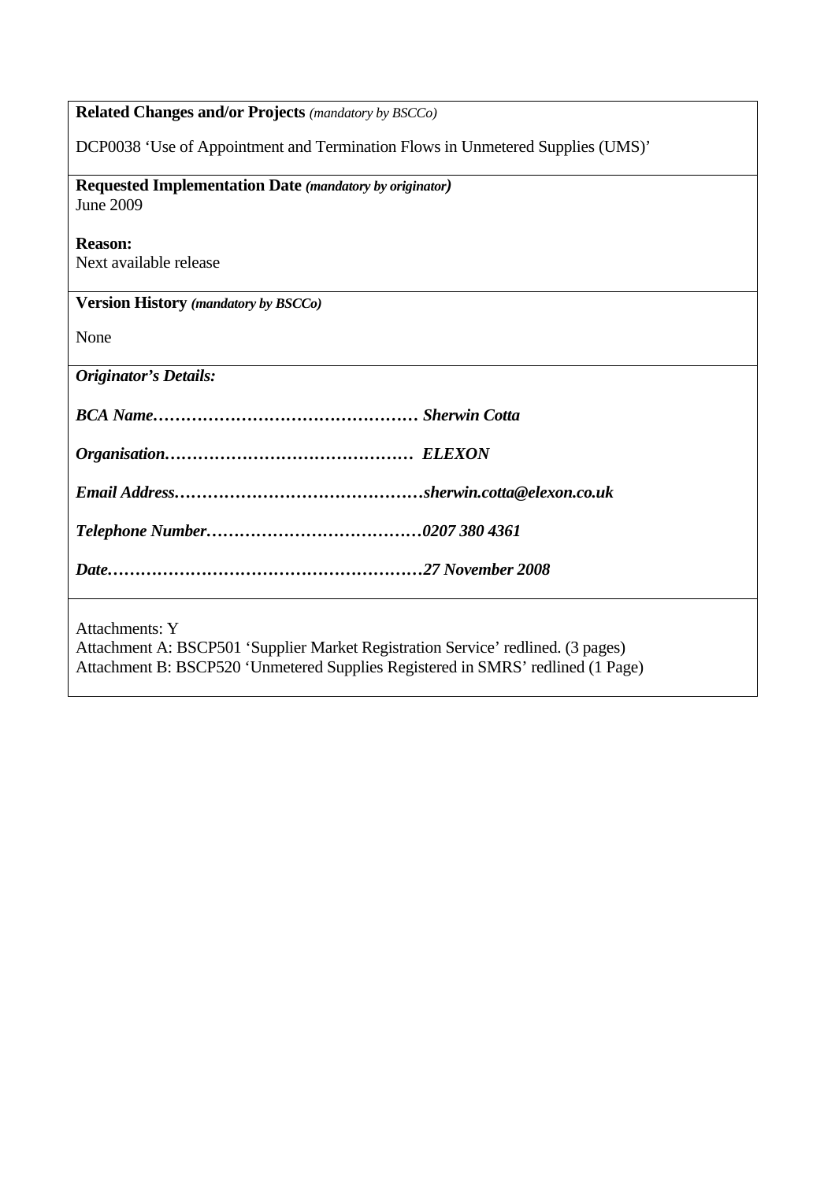**Related Changes and/or Projects** *(mandatory by BSCCo)*

DCP0038 'Use of Appointment and Termination Flows in Unmetered Supplies (UMS)'

**Requested Implementation Date** ***(mandatory by originator)***
June 2009

**Reason:**
Next available release

**Version History** ***(mandatory by BSCCo)***

None

***Originator's Details:***

***BCA Name………………………………………… Sherwin Cotta***

***Organisation……………………………………… ELEXON***

***Email Address………………………………………sherwin.cotta@elexon.co.uk***

***Telephone Number…………………………………0207 380 4361***

***Date…………………………………………………27 November 2008***

Attachments: Y
Attachment A: BSCP501 'Supplier Market Registration Service' redlined. (3 pages)
Attachment B: BSCP520 'Unmetered Supplies Registered in SMRS' redlined (1 Page)